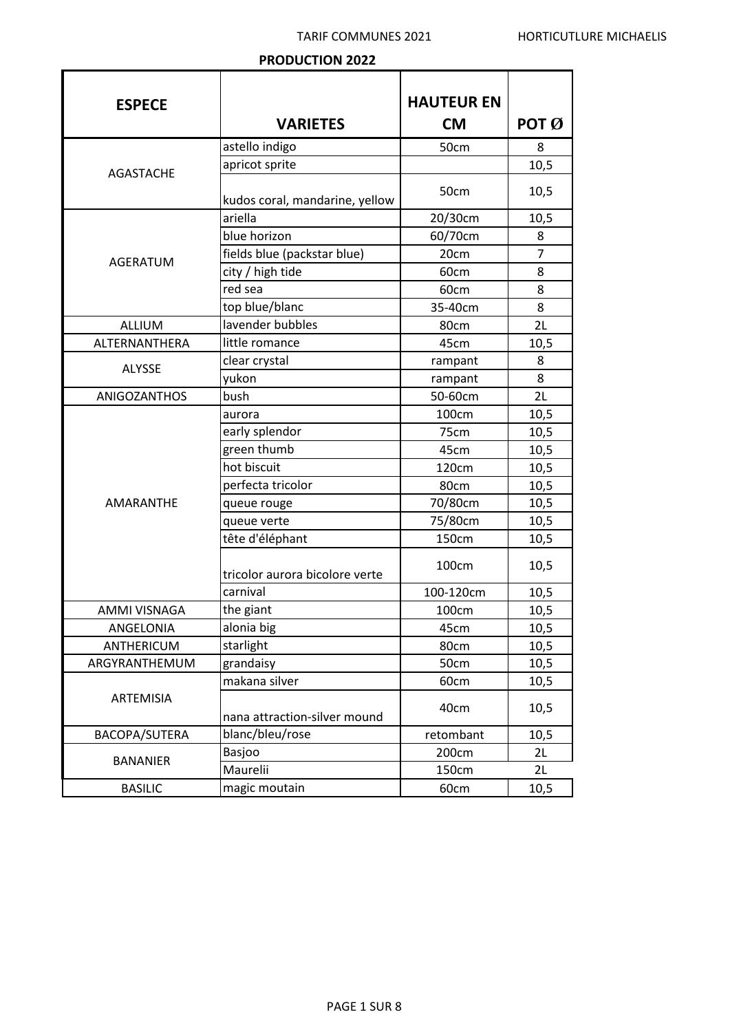TARIF COMMUNES 2021 — HORTICUTLURE MICHAELIS

**PRODUCTION 2022**

| ESPECE | VARIETES | HAUTEUR EN CM | POT Ø |
|---|---|---|---|
| AGASTACHE | astello indigo | 50cm | 8 |
| | apricot sprite | | 10,5 |
| | kudos coral, mandarine, yellow | 50cm | 10,5 |
| AGERATUM | ariella | 20/30cm | 10,5 |
| | blue horizon | 60/70cm | 8 |
| | fields blue (packstar blue) | 20cm | 7 |
| | city / high tide | 60cm | 8 |
| | red sea | 60cm | 8 |
| | top blue/blanc | 35-40cm | 8 |
| ALLIUM | lavender bubbles | 80cm | 2L |
| ALTERNANTHERA | little romance | 45cm | 10,5 |
| ALYSSE | clear crystal | rampant | 8 |
| | yukon | rampant | 8 |
| ANIGOZANTHOS | bush | 50-60cm | 2L |
| AMARANTHE | aurora | 100cm | 10,5 |
| | early splendor | 75cm | 10,5 |
| | green thumb | 45cm | 10,5 |
| | hot biscuit | 120cm | 10,5 |
| | perfecta tricolor | 80cm | 10,5 |
| | queue rouge | 70/80cm | 10,5 |
| | queue verte | 75/80cm | 10,5 |
| | tête d'éléphant | 150cm | 10,5 |
| | tricolor aurora bicolore verte | 100cm | 10,5 |
| | carnival | 100-120cm | 10,5 |
| AMMI VISNAGA | the giant | 100cm | 10,5 |
| ANGELONIA | alonia big | 45cm | 10,5 |
| ANTHERICUM | starlight | 80cm | 10,5 |
| ARGYRANTHEMUM | grandaisy | 50cm | 10,5 |
| ARTEMISIA | makana silver | 60cm | 10,5 |
| | nana attraction-silver mound | 40cm | 10,5 |
| BACOPA/SUTERA | blanc/bleu/rose | retombant | 10,5 |
| BANANIER | Basjoo | 200cm | 2L |
| | Maurelii | 150cm | 2L |
| BASILIC | magic moutain | 60cm | 10,5 |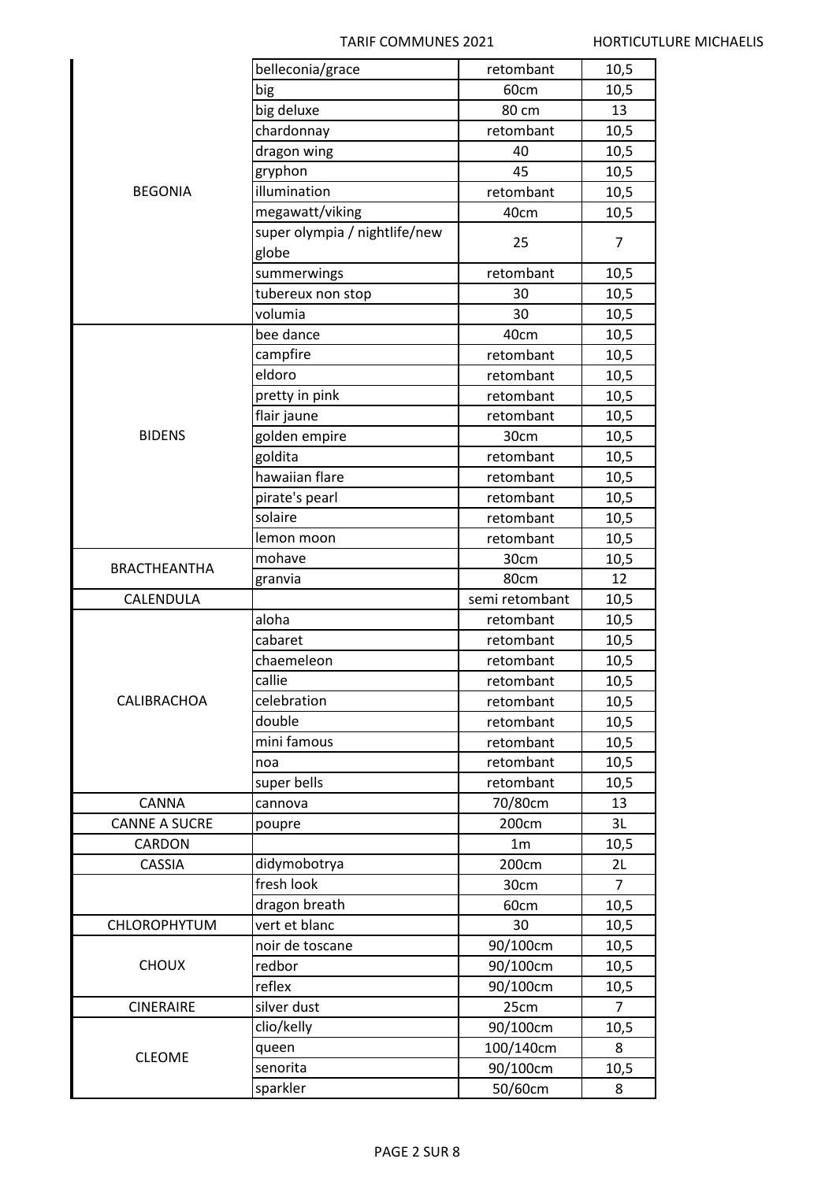| | | | |
|---|---|---|---|
| BEGONIA | belleconia/grace | retombant | 10,5 |
| | big | 60cm | 10,5 |
| | big deluxe | 80 cm | 13 |
| | chardonnay | retombant | 10,5 |
| | dragon wing | 40 | 10,5 |
| | gryphon | 45 | 10,5 |
| | illumination | retombant | 10,5 |
| | megawatt/viking | 40cm | 10,5 |
| | super olympia / nightlife/new globe | 25 | 7 |
| | summerwings | retombant | 10,5 |
| | tubereux non stop | 30 | 10,5 |
| | volumia | 30 | 10,5 |
| BIDENS | bee dance | 40cm | 10,5 |
| | campfire | retombant | 10,5 |
| | eldoro | retombant | 10,5 |
| | pretty in pink | retombant | 10,5 |
| | flair jaune | retombant | 10,5 |
| | golden empire | 30cm | 10,5 |
| | goldita | retombant | 10,5 |
| | hawaiian flare | retombant | 10,5 |
| | pirate's pearl | retombant | 10,5 |
| | solaire | retombant | 10,5 |
| | lemon moon | retombant | 10,5 |
| BRACTHEANTHA | mohave | 30cm | 10,5 |
| | granvia | 80cm | 12 |
| CALENDULA | | semi retombant | 10,5 |
| CALIBRACHOA | aloha | retombant | 10,5 |
| | cabaret | retombant | 10,5 |
| | chaemeleon | retombant | 10,5 |
| | callie | retombant | 10,5 |
| | celebration | retombant | 10,5 |
| | double | retombant | 10,5 |
| | mini famous | retombant | 10,5 |
| | noa | retombant | 10,5 |
| | super bells | retombant | 10,5 |
| CANNA | cannova | 70/80cm | 13 |
| CANNE A SUCRE | poupre | 200cm | 3L |
| CARDON | | 1m | 10,5 |
| CASSIA | didymobotrya | 200cm | 2L |
| | fresh look | 30cm | 7 |
| | dragon breath | 60cm | 10,5 |
| CHLOROPHYTUM | vert et blanc | 30 | 10,5 |
| CHOUX | noir de toscane | 90/100cm | 10,5 |
| | redbor | 90/100cm | 10,5 |
| | reflex | 90/100cm | 10,5 |
| CINERAIRE | silver dust | 25cm | 7 |
| CLEOME | clio/kelly | 90/100cm | 10,5 |
| | queen | 100/140cm | 8 |
| | senorita | 90/100cm | 10,5 |
| | sparkler | 50/60cm | 8 |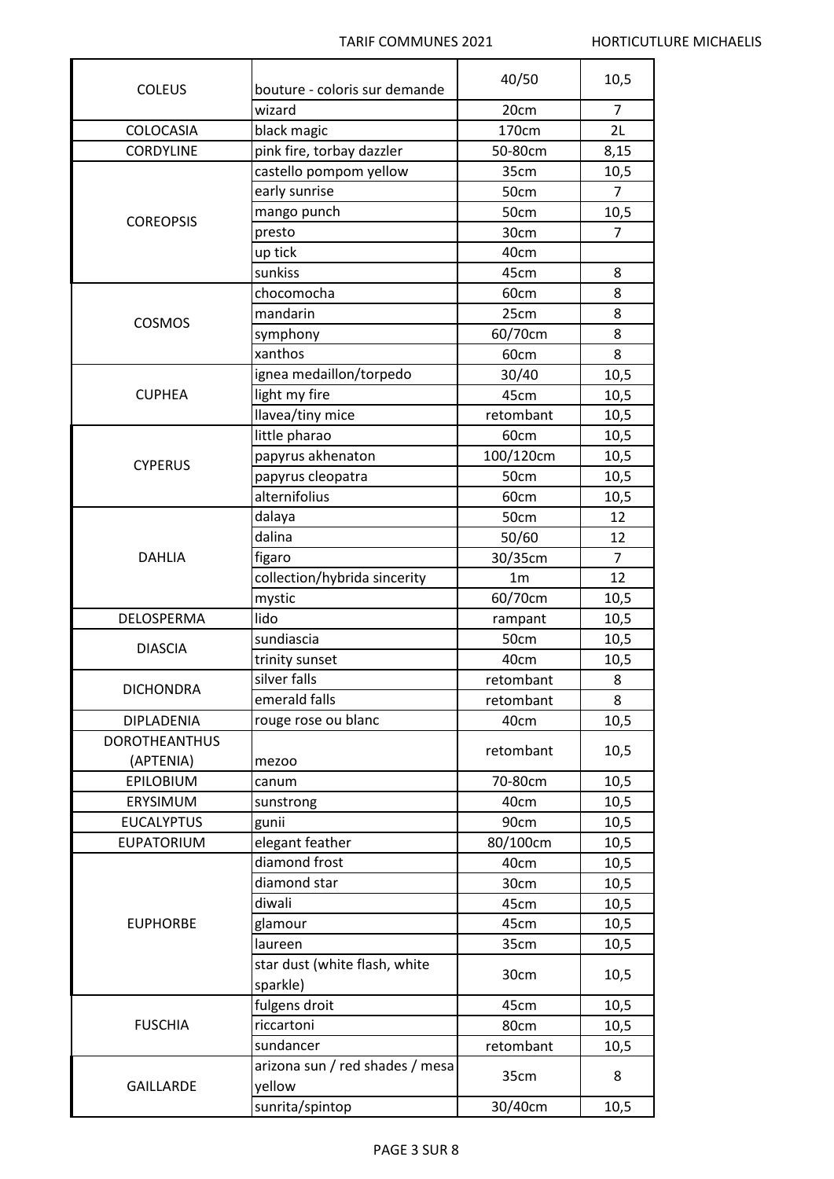| COLEUS | bouture - coloris sur demande | 40/50 | 10,5 |
|---|---|---|---|
| | wizard | 20cm | 7 |
| COLOCASIA | black magic | 170cm | 2L |
| CORDYLINE | pink fire, torbay dazzler | 50-80cm | 8,15 |
| COREOPSIS | castello pompom yellow | 35cm | 10,5 |
| | early sunrise | 50cm | 7 |
| | mango punch | 50cm | 10,5 |
| | presto | 30cm | 7 |
| | up tick | 40cm | |
| | sunkiss | 45cm | 8 |
| COSMOS | chocomocha | 60cm | 8 |
| | mandarin | 25cm | 8 |
| | symphony | 60/70cm | 8 |
| | xanthos | 60cm | 8 |
| CUPHEA | ignea medaillon/torpedo | 30/40 | 10,5 |
| | light my fire | 45cm | 10,5 |
| | llavea/tiny mice | retombant | 10,5 |
| CYPERUS | little pharao | 60cm | 10,5 |
| | papyrus akhenaton | 100/120cm | 10,5 |
| | papyrus cleopatra | 50cm | 10,5 |
| | alternifolius | 60cm | 10,5 |
| DAHLIA | dalaya | 50cm | 12 |
| | dalina | 50/60 | 12 |
| | figaro | 30/35cm | 7 |
| | collection/hybrida sincerity | 1m | 12 |
| | mystic | 60/70cm | 10,5 |
| DELOSPERMA | lido | rampant | 10,5 |
| DIASCIA | sundiascia | 50cm | 10,5 |
| | trinity sunset | 40cm | 10,5 |
| DICHONDRA | silver falls | retombant | 8 |
| | emerald falls | retombant | 8 |
| DIPLADENIA | rouge rose ou blanc | 40cm | 10,5 |
| DOROTHEANTHUS (APTENIA) | mezoo | retombant | 10,5 |
| EPILOBIUM | canum | 70-80cm | 10,5 |
| ERYSIMUM | sunstrong | 40cm | 10,5 |
| EUCALYPTUS | gunii | 90cm | 10,5 |
| EUPATORIUM | elegant feather | 80/100cm | 10,5 |
| EUPHORBE | diamond frost | 40cm | 10,5 |
| | diamond star | 30cm | 10,5 |
| | diwali | 45cm | 10,5 |
| | glamour | 45cm | 10,5 |
| | laureen | 35cm | 10,5 |
| | star dust (white flash, white sparkle) | 30cm | 10,5 |
| FUSCHIA | fulgens droit | 45cm | 10,5 |
| | riccartoni | 80cm | 10,5 |
| | sundancer | retombant | 10,5 |
| GAILLARDE | arizona sun / red shades / mesa yellow | 35cm | 8 |
| | sunrita/spintop | 30/40cm | 10,5 |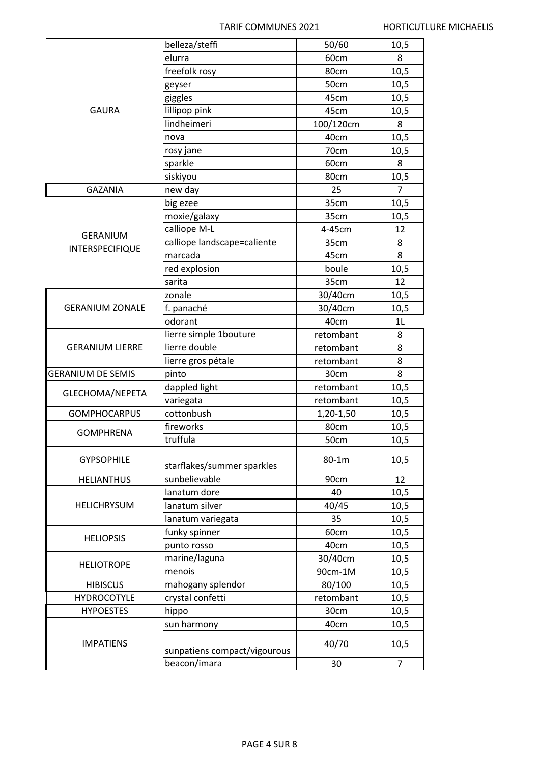| | | | |
|---|---|---|---|
| GAURA | belleza/steffi | 50/60 | 10,5 |
| | elurra | 60cm | 8 |
| | freefolk rosy | 80cm | 10,5 |
| | geyser | 50cm | 10,5 |
| | giggles | 45cm | 10,5 |
| | lillipop pink | 45cm | 10,5 |
| | lindheimeri | 100/120cm | 8 |
| | nova | 40cm | 10,5 |
| | rosy jane | 70cm | 10,5 |
| | sparkle | 60cm | 8 |
| | siskiyou | 80cm | 10,5 |
| GAZANIA | new day | 25 | 7 |
| GERANIUM INTERSPECIFIQUE | big ezee | 35cm | 10,5 |
| | moxie/galaxy | 35cm | 10,5 |
| | calliope M-L | 4-45cm | 12 |
| | calliope landscape=caliente | 35cm | 8 |
| | marcada | 45cm | 8 |
| | red explosion | boule | 10,5 |
| | sarita | 35cm | 12 |
| GERANIUM ZONALE | zonale | 30/40cm | 10,5 |
| | f. panaché | 30/40cm | 10,5 |
| | odorant | 40cm | 1L |
| GERANIUM LIERRE | lierre simple 1bouture | retombant | 8 |
| | lierre double | retombant | 8 |
| | lierre gros pétale | retombant | 8 |
| GERANIUM DE SEMIS | pinto | 30cm | 8 |
| GLECHOMA/NEPETA | dappled light | retombant | 10,5 |
| | variegata | retombant | 10,5 |
| GOMPHOCARPUS | cottonbush | 1,20-1,50 | 10,5 |
| GOMPHRENA | fireworks | 80cm | 10,5 |
| | truffula | 50cm | 10,5 |
| GYPSOPHILE | starflakes/summer sparkles | 80-1m | 10,5 |
| HELIANTHUS | sunbelievable | 90cm | 12 |
| HELICHRYSUM | lanatum dore | 40 | 10,5 |
| | lanatum silver | 40/45 | 10,5 |
| | lanatum variegata | 35 | 10,5 |
| HELIOPSIS | funky spinner | 60cm | 10,5 |
| | punto rosso | 40cm | 10,5 |
| HELIOTROPE | marine/laguna | 30/40cm | 10,5 |
| | menois | 90cm-1M | 10,5 |
| HIBISCUS | mahogany splendor | 80/100 | 10,5 |
| HYDROCOTYLE | crystal confetti | retombant | 10,5 |
| HYPOESTES | hippo | 30cm | 10,5 |
| IMPATIENS | sun harmony | 40cm | 10,5 |
| | sunpatiens compact/vigourous | 40/70 | 10,5 |
| | beacon/imara | 30 | 7 |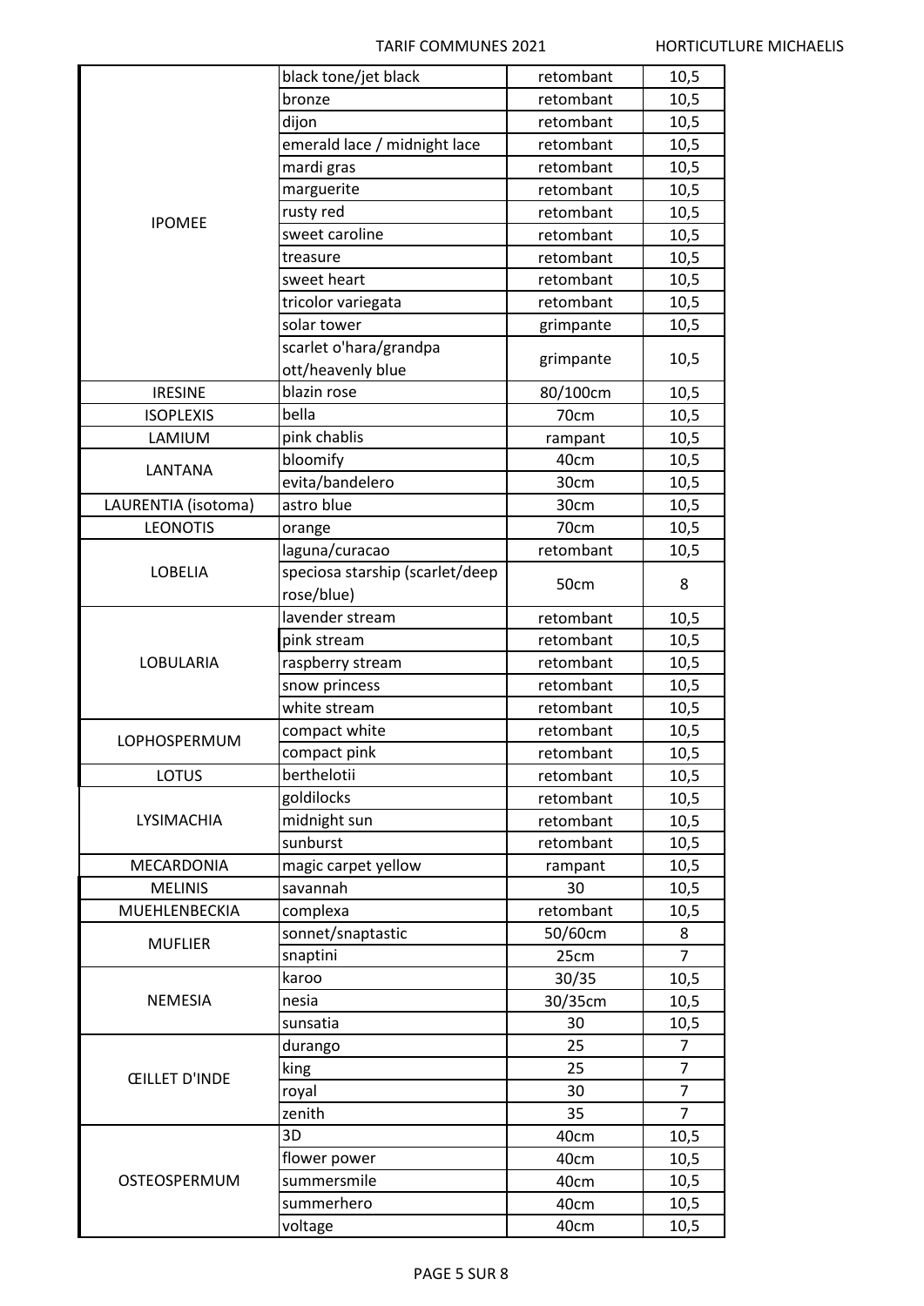| | | | |
|---|---|---|---|
| IPOMEE | black tone/jet black | retombant | 10,5 |
| | bronze | retombant | 10,5 |
| | dijon | retombant | 10,5 |
| | emerald lace / midnight lace | retombant | 10,5 |
| | mardi gras | retombant | 10,5 |
| | marguerite | retombant | 10,5 |
| | rusty red | retombant | 10,5 |
| | sweet caroline | retombant | 10,5 |
| | treasure | retombant | 10,5 |
| | sweet heart | retombant | 10,5 |
| | tricolor variegata | retombant | 10,5 |
| | solar tower | grimpante | 10,5 |
| | scarlet o'hara/grandpa ott/heavenly blue | grimpante | 10,5 |
| IRESINE | blazin rose | 80/100cm | 10,5 |
| ISOPLEXIS | bella | 70cm | 10,5 |
| LAMIUM | pink chablis | rampant | 10,5 |
| LANTANA | bloomify | 40cm | 10,5 |
| | evita/bandelero | 30cm | 10,5 |
| LAURENTIA (isotoma) | astro blue | 30cm | 10,5 |
| LEONOTIS | orange | 70cm | 10,5 |
| LOBELIA | laguna/curacao | retombant | 10,5 |
| | speciosa starship (scarlet/deep rose/blue) | 50cm | 8 |
| LOBULARIA | lavender stream | retombant | 10,5 |
| | pink stream | retombant | 10,5 |
| | raspberry stream | retombant | 10,5 |
| | snow princess | retombant | 10,5 |
| | white stream | retombant | 10,5 |
| LOPHOSPERMUM | compact white | retombant | 10,5 |
| | compact pink | retombant | 10,5 |
| LOTUS | berthelotii | retombant | 10,5 |
| LYSIMACHIA | goldilocks | retombant | 10,5 |
| | midnight sun | retombant | 10,5 |
| | sunburst | retombant | 10,5 |
| MECARDONIA | magic carpet yellow | rampant | 10,5 |
| MELINIS | savannah | 30 | 10,5 |
| MUEHLENBECKIA | complexa | retombant | 10,5 |
| MUFLIER | sonnet/snaptastic | 50/60cm | 8 |
| | snaptini | 25cm | 7 |
| NEMESIA | karoo | 30/35 | 10,5 |
| | nesia | 30/35cm | 10,5 |
| | sunsatia | 30 | 10,5 |
| ŒILLET D'INDE | durango | 25 | 7 |
| | king | 25 | 7 |
| | royal | 30 | 7 |
| | zenith | 35 | 7 |
| OSTEOSPERMUM | 3D | 40cm | 10,5 |
| | flower power | 40cm | 10,5 |
| | summersmile | 40cm | 10,5 |
| | summerhero | 40cm | 10,5 |
| | voltage | 40cm | 10,5 |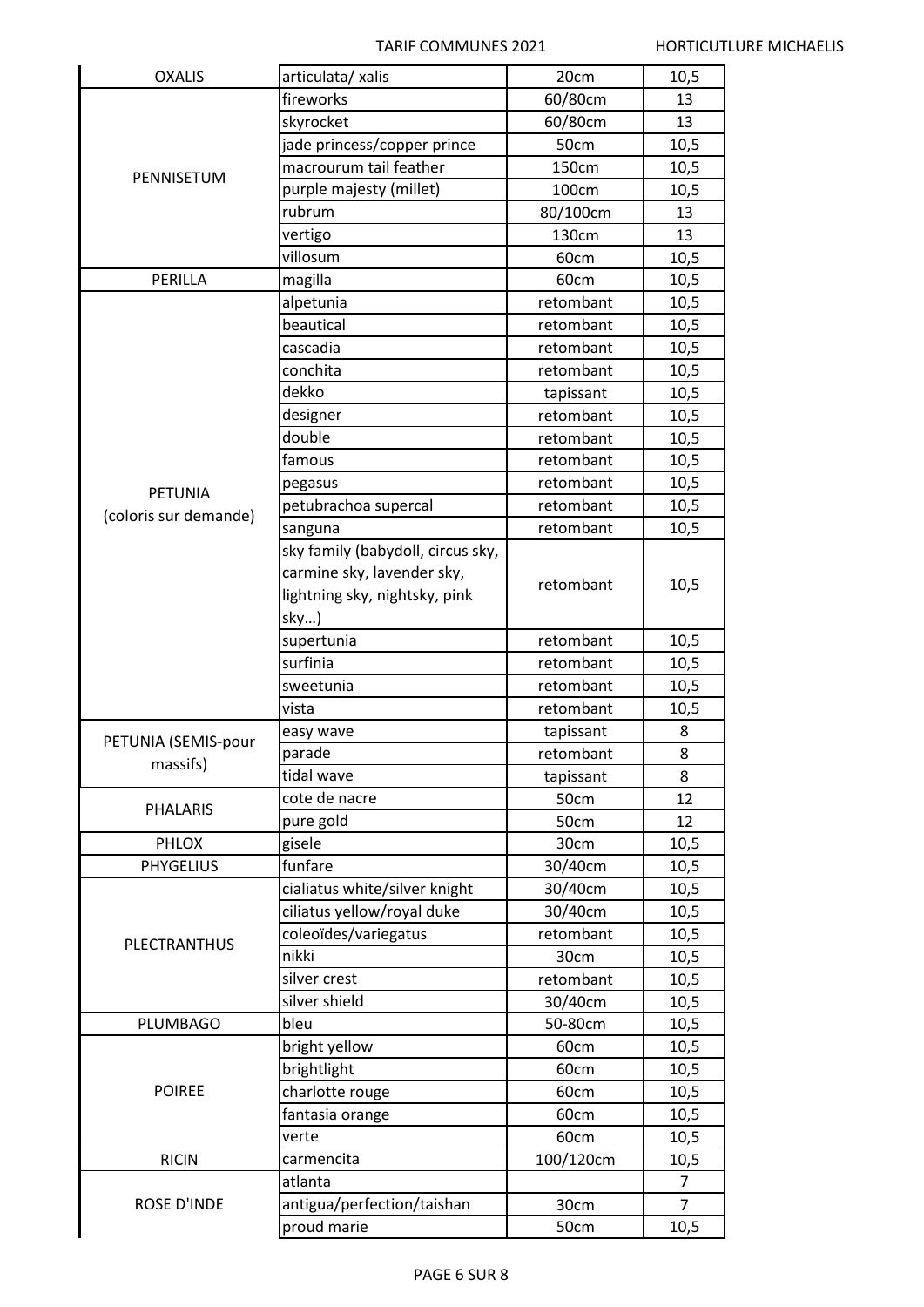| OXALIS | articulata/ xalis | 20cm | 10,5 |
|---|---|---|---|
| PENNISETUM | fireworks | 60/80cm | 13 |
| | skyrocket | 60/80cm | 13 |
| | jade princess/copper prince | 50cm | 10,5 |
| | macrourum tail feather | 150cm | 10,5 |
| | purple majesty (millet) | 100cm | 10,5 |
| | rubrum | 80/100cm | 13 |
| | vertigo | 130cm | 13 |
| | villosum | 60cm | 10,5 |
| PERILLA | magilla | 60cm | 10,5 |
| PETUNIA (coloris sur demande) | alpetunia | retombant | 10,5 |
| | beautical | retombant | 10,5 |
| | cascadia | retombant | 10,5 |
| | conchita | retombant | 10,5 |
| | dekko | tapissant | 10,5 |
| | designer | retombant | 10,5 |
| | double | retombant | 10,5 |
| | famous | retombant | 10,5 |
| | pegasus | retombant | 10,5 |
| | petubrachoa supercal | retombant | 10,5 |
| | sanguna | retombant | 10,5 |
| | sky family (babydoll, circus sky, carmine sky, lavender sky, lightning sky, nightsky, pink sky…) | retombant | 10,5 |
| | supertunia | retombant | 10,5 |
| | surfinia | retombant | 10,5 |
| | sweetunia | retombant | 10,5 |
| | vista | retombant | 10,5 |
| PETUNIA (SEMIS-pour massifs) | easy wave | tapissant | 8 |
| | parade | retombant | 8 |
| | tidal wave | tapissant | 8 |
| PHALARIS | cote de nacre | 50cm | 12 |
| | pure gold | 50cm | 12 |
| PHLOX | gisele | 30cm | 10,5 |
| PHYGELIUS | funfare | 30/40cm | 10,5 |
| PLECTRANTHUS | cialiatus white/silver knight | 30/40cm | 10,5 |
| | ciliatus yellow/royal duke | 30/40cm | 10,5 |
| | coleoïdes/variegatus | retombant | 10,5 |
| | nikki | 30cm | 10,5 |
| | silver crest | retombant | 10,5 |
| | silver shield | 30/40cm | 10,5 |
| PLUMBAGO | bleu | 50-80cm | 10,5 |
| POIREE | bright yellow | 60cm | 10,5 |
| | brightlight | 60cm | 10,5 |
| | charlotte rouge | 60cm | 10,5 |
| | fantasia orange | 60cm | 10,5 |
| | verte | 60cm | 10,5 |
| RICIN | carmencita | 100/120cm | 10,5 |
| ROSE D'INDE | atlanta | | 7 |
| | antigua/perfection/taishan | 30cm | 7 |
| | proud marie | 50cm | 10,5 |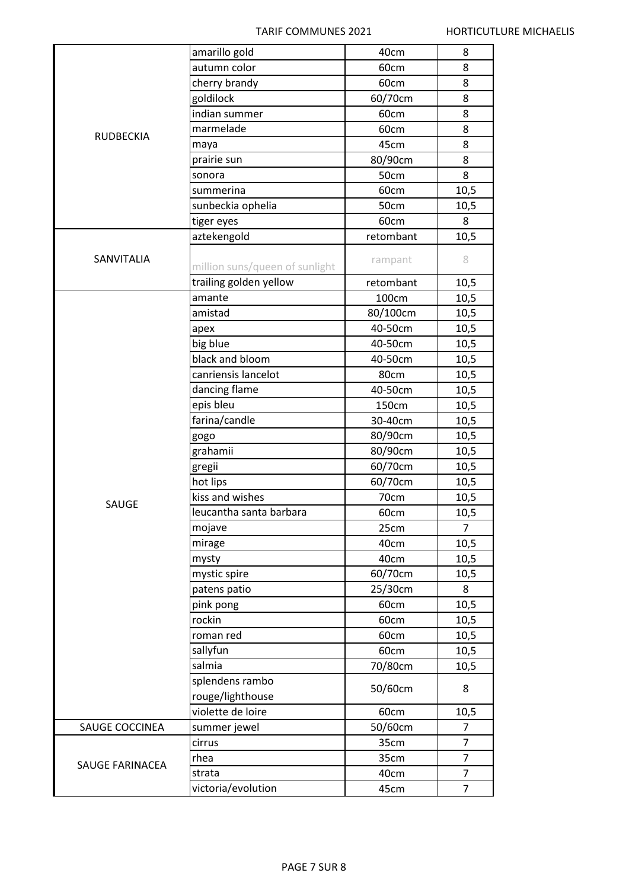| | | | |
|---|---|---|---|
| RUDBECKIA | amarillo gold | 40cm | 8 |
| | autumn color | 60cm | 8 |
| | cherry brandy | 60cm | 8 |
| | goldilock | 60/70cm | 8 |
| | indian summer | 60cm | 8 |
| | marmelade | 60cm | 8 |
| | maya | 45cm | 8 |
| | prairie sun | 80/90cm | 8 |
| | sonora | 50cm | 8 |
| | summerina | 60cm | 10,5 |
| | sunbeckia ophelia | 50cm | 10,5 |
| | tiger eyes | 60cm | 8 |
| SANVITALIA | aztekengold | retombant | 10,5 |
| | million suns/queen of sunlight | rampant | 8 |
| | trailing golden yellow | retombant | 10,5 |
| SAUGE | amante | 100cm | 10,5 |
| | amistad | 80/100cm | 10,5 |
| | apex | 40-50cm | 10,5 |
| | big blue | 40-50cm | 10,5 |
| | black and bloom | 40-50cm | 10,5 |
| | canriensis lancelot | 80cm | 10,5 |
| | dancing flame | 40-50cm | 10,5 |
| | epis bleu | 150cm | 10,5 |
| | farina/candle | 30-40cm | 10,5 |
| | gogo | 80/90cm | 10,5 |
| | grahamii | 80/90cm | 10,5 |
| | gregii | 60/70cm | 10,5 |
| | hot lips | 60/70cm | 10,5 |
| | kiss and wishes | 70cm | 10,5 |
| | leucantha santa barbara | 60cm | 10,5 |
| | mojave | 25cm | 7 |
| | mirage | 40cm | 10,5 |
| | mysty | 40cm | 10,5 |
| | mystic spire | 60/70cm | 10,5 |
| | patens patio | 25/30cm | 8 |
| | pink pong | 60cm | 10,5 |
| | rockin | 60cm | 10,5 |
| | roman red | 60cm | 10,5 |
| | sallyfun | 60cm | 10,5 |
| | salmia | 70/80cm | 10,5 |
| | splendens rambo rouge/lighthouse | 50/60cm | 8 |
| | violette de loire | 60cm | 10,5 |
| SAUGE COCCINEA | summer jewel | 50/60cm | 7 |
| SAUGE FARINACEA | cirrus | 35cm | 7 |
| | rhea | 35cm | 7 |
| | strata | 40cm | 7 |
| | victoria/evolution | 45cm | 7 |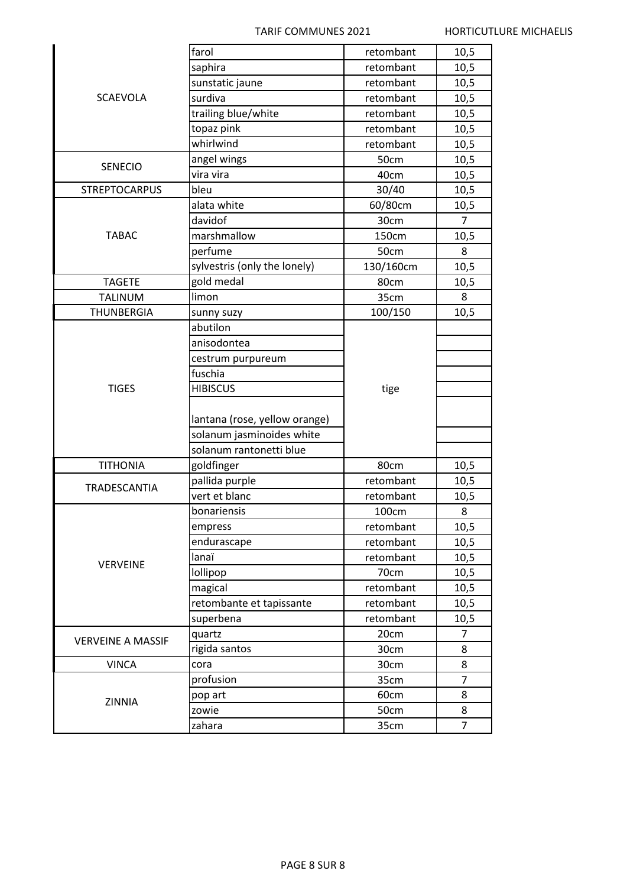| | | | |
|---|---|---|---|
| SCAEVOLA | farol | retombant | 10,5 |
| | saphira | retombant | 10,5 |
| | sunstatic jaune | retombant | 10,5 |
| | surdiva | retombant | 10,5 |
| | trailing blue/white | retombant | 10,5 |
| | topaz pink | retombant | 10,5 |
| | whirlwind | retombant | 10,5 |
| SENECIO | angel wings | 50cm | 10,5 |
| | vira vira | 40cm | 10,5 |
| STREPTOCARPUS | bleu | 30/40 | 10,5 |
| TABAC | alata white | 60/80cm | 10,5 |
| | davidof | 30cm | 7 |
| | marshmallow | 150cm | 10,5 |
| | perfume | 50cm | 8 |
| | sylvestris (only the lonely) | 130/160cm | 10,5 |
| TAGETE | gold medal | 80cm | 10,5 |
| TALINUM | limon | 35cm | 8 |
| THUNBERGIA | sunny suzy | 100/150 | 10,5 |
| TIGES | abutilon | tige | |
| | anisodontea | | |
| | cestrum purpureum | | |
| | fuschia | | |
| | HIBISCUS | | |
| | lantana (rose, yellow orange) | | |
| | solanum jasminoides white | | |
| | solanum rantonetti blue | | |
| TITHONIA | goldfinger | 80cm | 10,5 |
| TRADESCANTIA | pallida purple | retombant | 10,5 |
| | vert et blanc | retombant | 10,5 |
| VERVEINE | bonariensis | 100cm | 8 |
| | empress | retombant | 10,5 |
| | endurascape | retombant | 10,5 |
| | lanaï | retombant | 10,5 |
| | lollipop | 70cm | 10,5 |
| | magical | retombant | 10,5 |
| | retombante et tapissante | retombant | 10,5 |
| | superbena | retombant | 10,5 |
| VERVEINE A MASSIF | quartz | 20cm | 7 |
| | rigida santos | 30cm | 8 |
| VINCA | cora | 30cm | 8 |
| ZINNIA | profusion | 35cm | 7 |
| | pop art | 60cm | 8 |
| | zowie | 50cm | 8 |
| | zahara | 35cm | 7 |